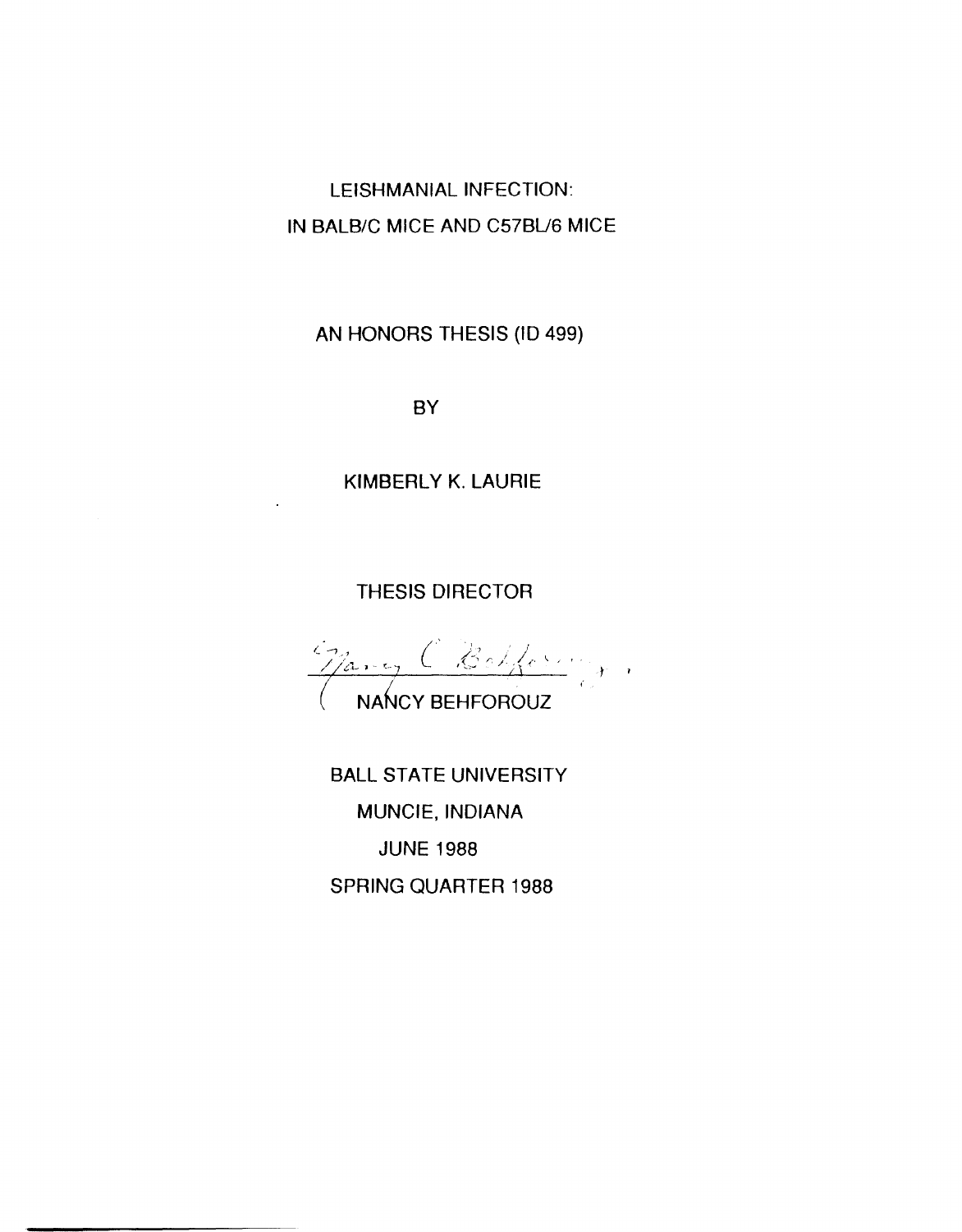# LEISHMANIAL INFECTION:
# IN BALB/C MICE AND C57BL/6 MICE

AN HONORS THESIS (ID 499)

BY

KIMBERLY K. LAURIE

THESIS DIRECTOR

NANCY BEHFOROUZ

BALL STATE UNIVERSITY

MUNCIE, INDIANA

JUNE 1988

SPRING QUARTER 1988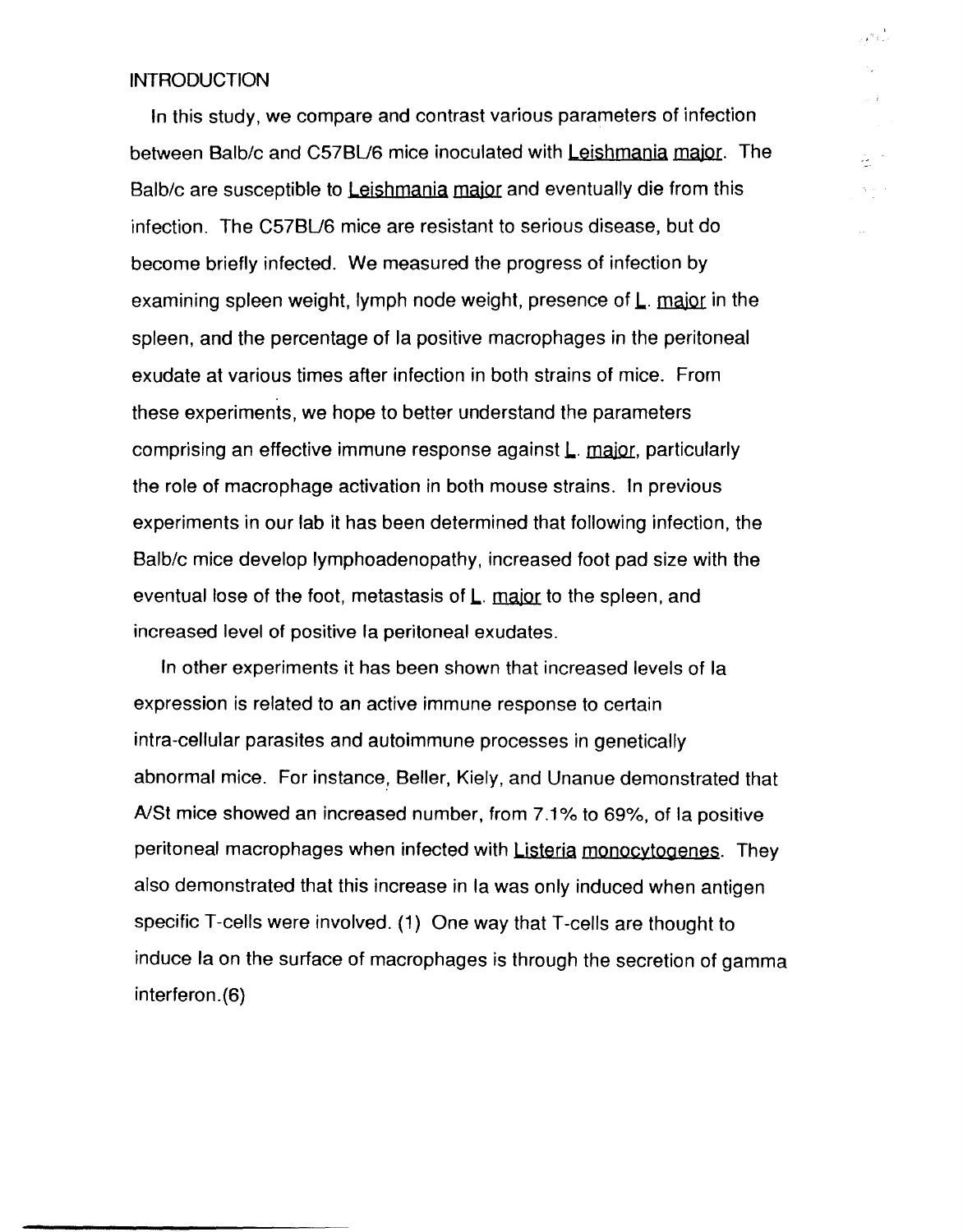## INTRODUCTION

In this study, we compare and contrast various parameters of infection between Balb/c and C57BL/6 mice inoculated with *Leishmania major*. The Balb/c are susceptible to *Leishmania major* and eventually die from this infection. The C57BL/6 mice are resistant to serious disease, but do become briefly infected. We measured the progress of infection by examining spleen weight, lymph node weight, presence of *L. major* in the spleen, and the percentage of Ia positive macrophages in the peritoneal exudate at various times after infection in both strains of mice. From these experiments, we hope to better understand the parameters comprising an effective immune response against *L. major*, particularly the role of macrophage activation in both mouse strains. In previous experiments in our lab it has been determined that following infection, the Balb/c mice develop lymphoadenopathy, increased foot pad size with the eventual lose of the foot, metastasis of *L. major* to the spleen, and increased level of positive Ia peritoneal exudates.

In other experiments it has been shown that increased levels of Ia expression is related to an active immune response to certain intra-cellular parasites and autoimmune processes in genetically abnormal mice. For instance, Beller, Kiely, and Unanue demonstrated that A/St mice showed an increased number, from 7.1% to 69%, of Ia positive peritoneal macrophages when infected with *Listeria monocytogenes*. They also demonstrated that this increase in Ia was only induced when antigen specific T-cells were involved. (1) One way that T-cells are thought to induce Ia on the surface of macrophages is through the secretion of gamma interferon.(6)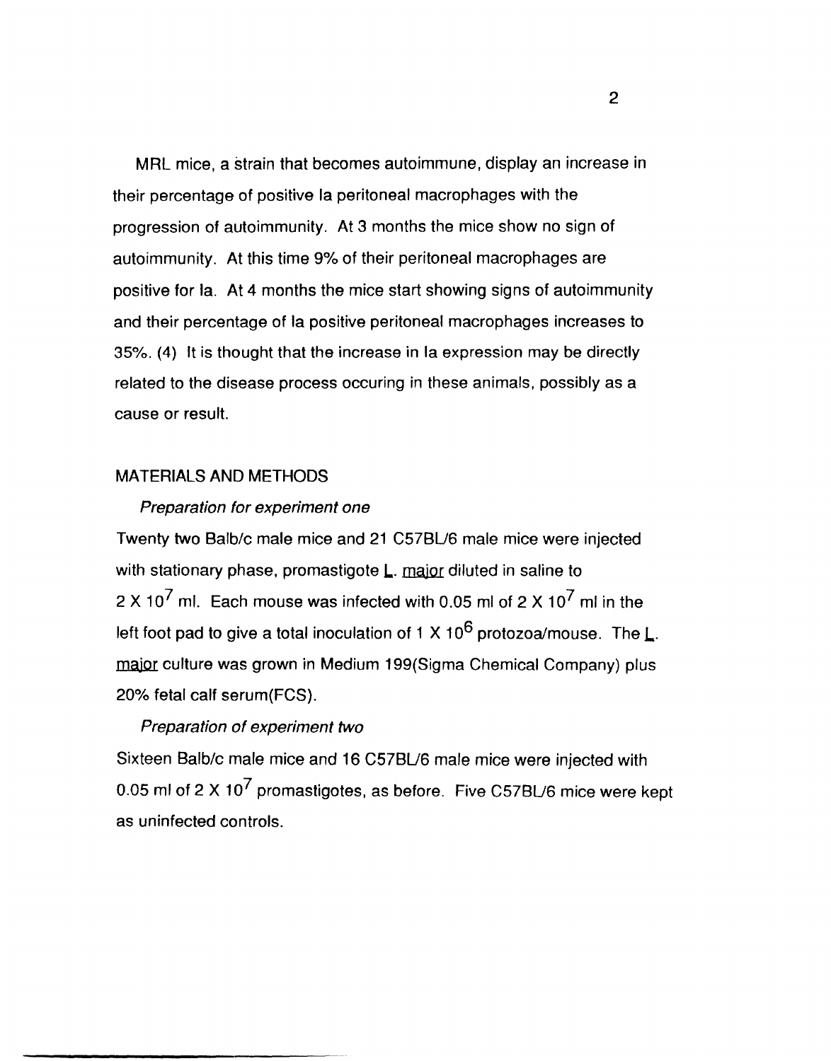MRL mice, a strain that becomes autoimmune, display an increase in their percentage of positive Ia peritoneal macrophages with the progression of autoimmunity. At 3 months the mice show no sign of autoimmunity. At this time 9% of their peritoneal macrophages are positive for Ia. At 4 months the mice start showing signs of autoimmunity and their percentage of Ia positive peritoneal macrophages increases to 35%. (4) It is thought that the increase in Ia expression may be directly related to the disease process occuring in these animals, possibly as a cause or result.

## MATERIALS AND METHODS

*Preparation for experiment one*

Twenty two Balb/c male mice and 21 C57BL/6 male mice were injected with stationary phase, promastigote L. major diluted in saline to $2 \times 10^7$ ml. Each mouse was infected with 0.05 ml of $2 \times 10^7$ ml in the left foot pad to give a total inoculation of $1 \times 10^6$ protozoa/mouse. The L. major culture was grown in Medium 199(Sigma Chemical Company) plus 20% fetal calf serum(FCS).

*Preparation of experiment two*

Sixteen Balb/c male mice and 16 C57BL/6 male mice were injected with 0.05 ml of $2 \times 10^7$ promastigotes, as before. Five C57BL/6 mice were kept as uninfected controls.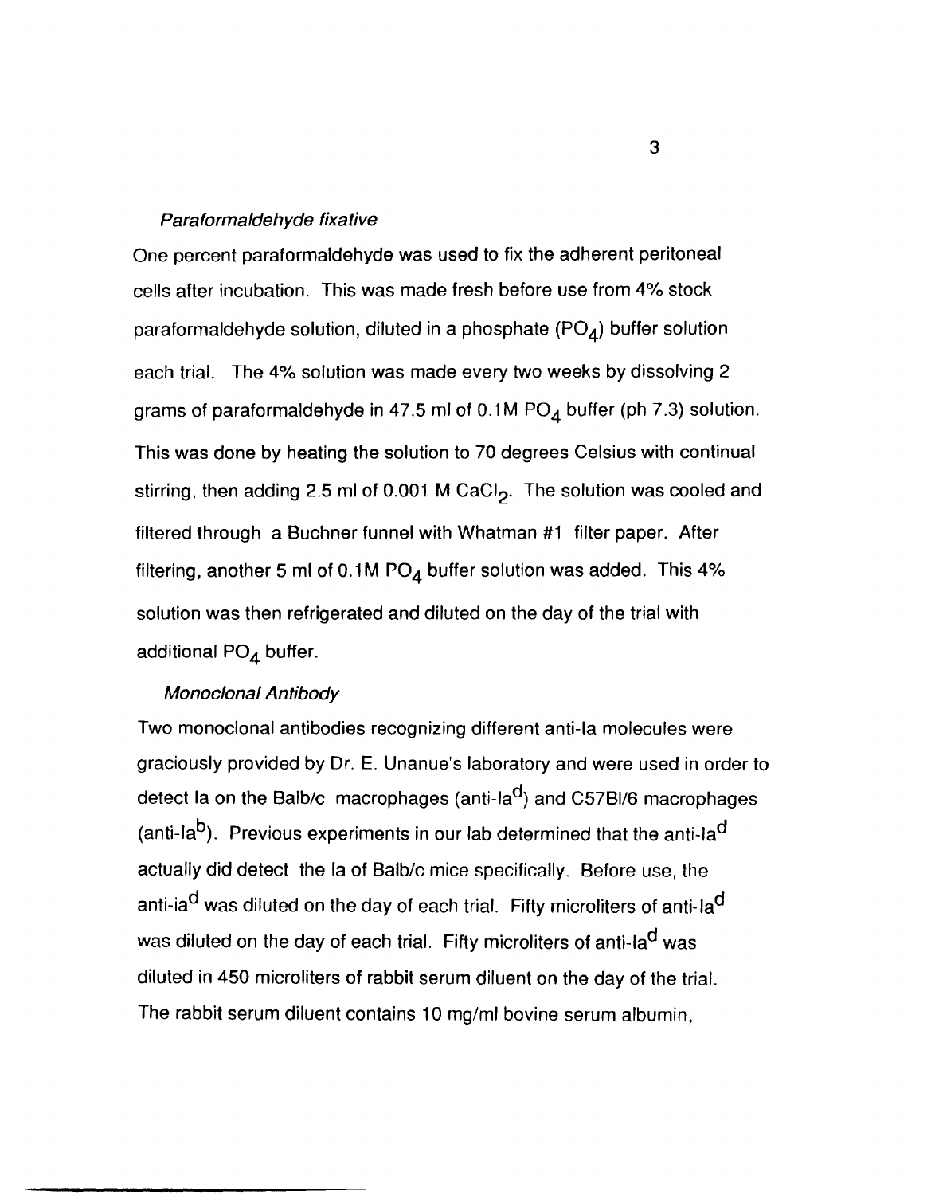### *Paraformaldehyde fixative*

One percent paraformaldehyde was used to fix the adherent peritoneal cells after incubation. This was made fresh before use from 4% stock paraformaldehyde solution, diluted in a phosphate ($PO_4$) buffer solution each trial. The 4% solution was made every two weeks by dissolving 2 grams of paraformaldehyde in 47.5 ml of 0.1M $PO_4$ buffer (ph 7.3) solution. This was done by heating the solution to 70 degrees Celsius with continual stirring, then adding 2.5 ml of 0.001 M $CaCl_2$. The solution was cooled and filtered through a Buchner funnel with Whatman #1 filter paper. After filtering, another 5 ml of 0.1M $PO_4$ buffer solution was added. This 4% solution was then refrigerated and diluted on the day of the trial with additional $PO_4$ buffer.

### *Monoclonal Antibody*

Two monoclonal antibodies recognizing different anti-Ia molecules were graciously provided by Dr. E. Unanue's laboratory and were used in order to detect Ia on the Balb/c macrophages (anti-$Ia^d$) and C57Bl/6 macrophages (anti-$Ia^b$). Previous experiments in our lab determined that the anti-$Ia^d$ actually did detect the Ia of Balb/c mice specifically. Before use, the anti-$ia^d$ was diluted on the day of each trial. Fifty microliters of anti-$Ia^d$ was diluted on the day of each trial. Fifty microliters of anti-$Ia^d$ was diluted in 450 microliters of rabbit serum diluent on the day of the trial. The rabbit serum diluent contains 10 mg/ml bovine serum albumin,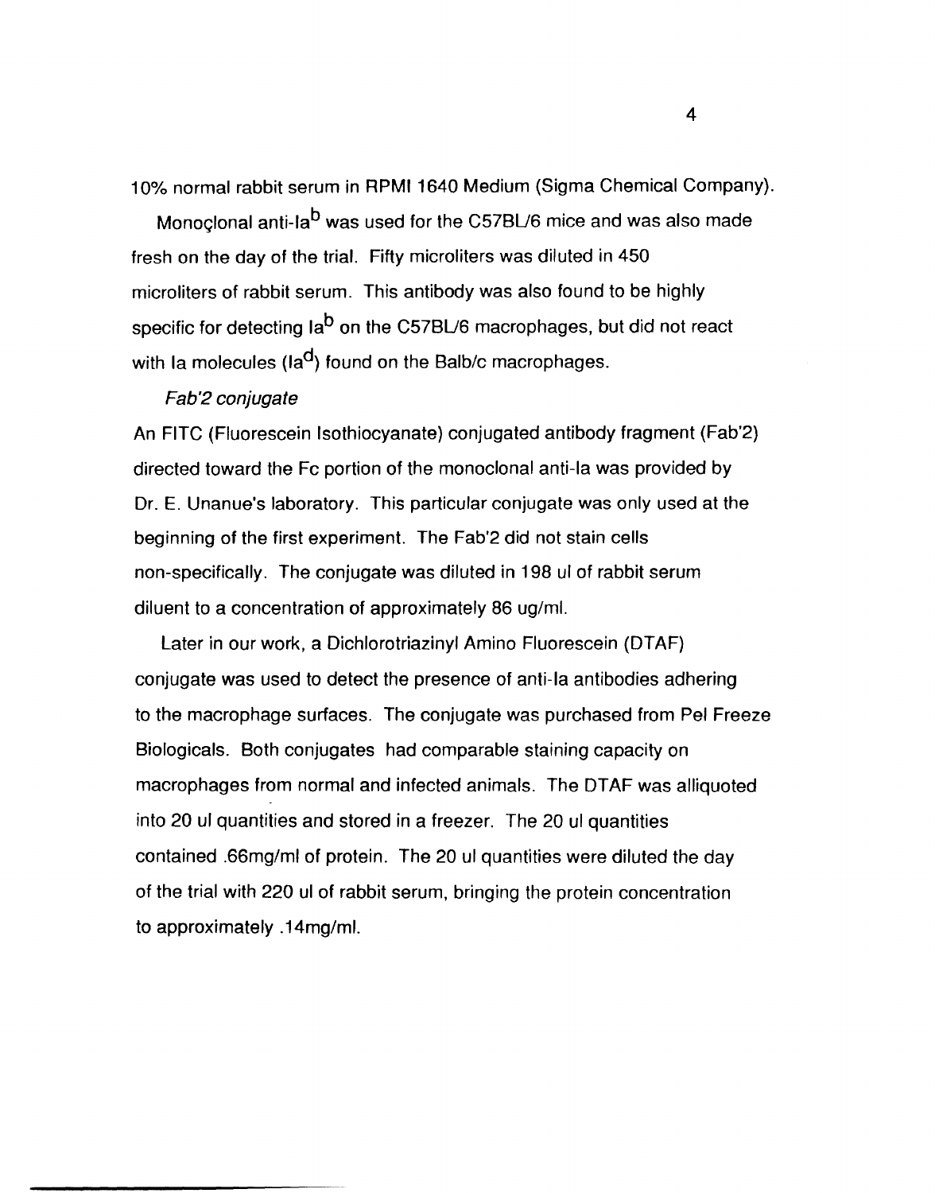10% normal rabbit serum in RPMI 1640 Medium (Sigma Chemical Company).

Monoçlonal anti-$Ia^b$ was used for the C57BL/6 mice and was also made fresh on the day of the trial. Fifty microliters was diluted in 450 microliters of rabbit serum. This antibody was also found to be highly specific for detecting $Ia^b$ on the C57BL/6 macrophages, but did not react with Ia molecules ($Ia^d$) found on the Balb/c macrophages.

*Fab'2 conjugate*

An FITC (Fluorescein Isothiocyanate) conjugated antibody fragment (Fab'2) directed toward the Fc portion of the monoclonal anti-Ia was provided by Dr. E. Unanue's laboratory. This particular conjugate was only used at the beginning of the first experiment. The Fab'2 did not stain cells non-specifically. The conjugate was diluted in 198 ul of rabbit serum diluent to a concentration of approximately 86 ug/ml.

Later in our work, a Dichlorotriazinyl Amino Fluorescein (DTAF) conjugate was used to detect the presence of anti-Ia antibodies adhering to the macrophage surfaces. The conjugate was purchased from Pel Freeze Biologicals. Both conjugates had comparable staining capacity on macrophages from normal and infected animals. The DTAF was alliquoted into 20 ul quantities and stored in a freezer. The 20 ul quantities contained .66mg/ml of protein. The 20 ul quantities were diluted the day of the trial with 220 ul of rabbit serum, bringing the protein concentration to approximately .14mg/ml.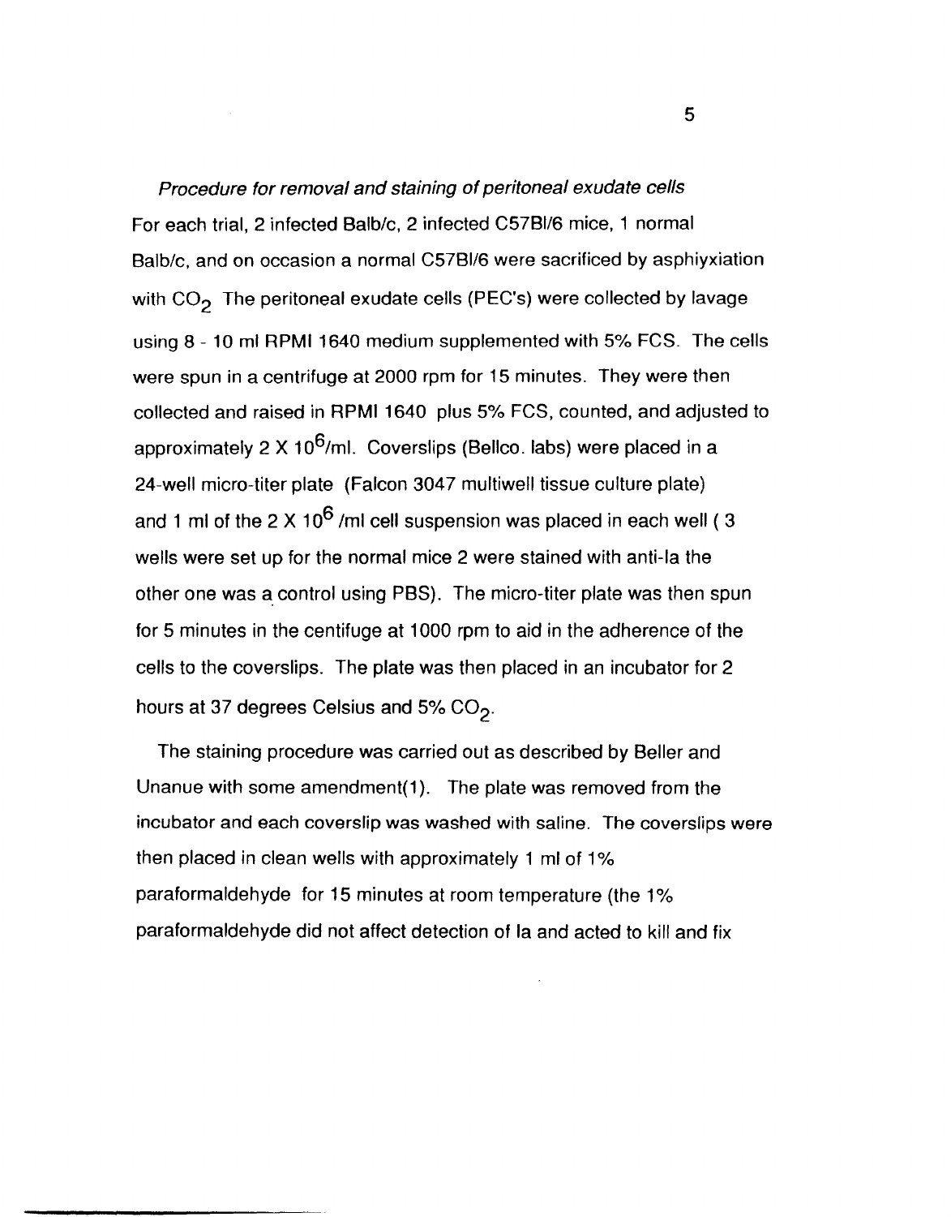*Procedure for removal and staining of peritoneal exudate cells*

For each trial, 2 infected Balb/c, 2 infected C57Bl/6 mice, 1 normal Balb/c, and on occasion a normal C57Bl/6 were sacrificed by asphiyxiation with $CO_2$ The peritoneal exudate cells (PEC's) were collected by lavage using 8 - 10 ml RPMI 1640 medium supplemented with 5% FCS. The cells were spun in a centrifuge at 2000 rpm for 15 minutes. They were then collected and raised in RPMI 1640 plus 5% FCS, counted, and adjusted to approximately 2 X $10^6$/ml. Coverslips (Bellco. labs) were placed in a 24-well micro-titer plate (Falcon 3047 multiwell tissue culture plate) and 1 ml of the 2 X $10^6$ /ml cell suspension was placed in each well ( 3 wells were set up for the normal mice 2 were stained with anti-Ia the other one was a control using PBS). The micro-titer plate was then spun for 5 minutes in the centifuge at 1000 rpm to aid in the adherence of the cells to the coverslips. The plate was then placed in an incubator for 2 hours at 37 degrees Celsius and 5% $CO_2$.

The staining procedure was carried out as described by Beller and Unanue with some amendment(1). The plate was removed from the incubator and each coverslip was washed with saline. The coverslips were then placed in clean wells with approximately 1 ml of 1% paraformaldehyde for 15 minutes at room temperature (the 1% paraformaldehyde did not affect detection of Ia and acted to kill and fix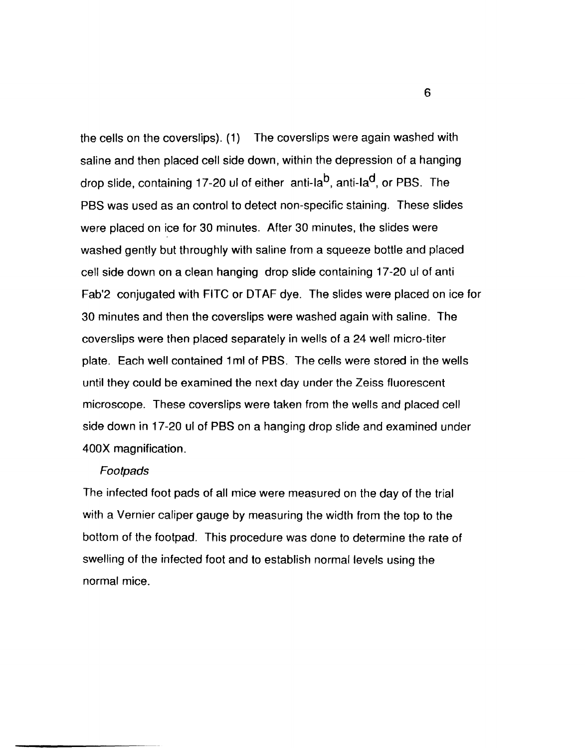the cells on the coverslips). (1) The coverslips were again washed with saline and then placed cell side down, within the depression of a hanging drop slide, containing 17-20 ul of either anti-Ia$^{b}$, anti-Ia$^{d}$, or PBS. The PBS was used as an control to detect non-specific staining. These slides were placed on ice for 30 minutes. After 30 minutes, the slides were washed gently but throughly with saline from a squeeze bottle and placed cell side down on a clean hanging drop slide containing 17-20 ul of anti Fab'2 conjugated with FITC or DTAF dye. The slides were placed on ice for 30 minutes and then the coverslips were washed again with saline. The coverslips were then placed separately in wells of a 24 well micro-titer plate. Each well contained 1ml of PBS. The cells were stored in the wells until they could be examined the next day under the Zeiss fluorescent microscope. These coverslips were taken from the wells and placed cell side down in 17-20 ul of PBS on a hanging drop slide and examined under 400X magnification.

*Footpads*

The infected foot pads of all mice were measured on the day of the trial with a Vernier caliper gauge by measuring the width from the top to the bottom of the footpad. This procedure was done to determine the rate of swelling of the infected foot and to establish normal levels using the normal mice.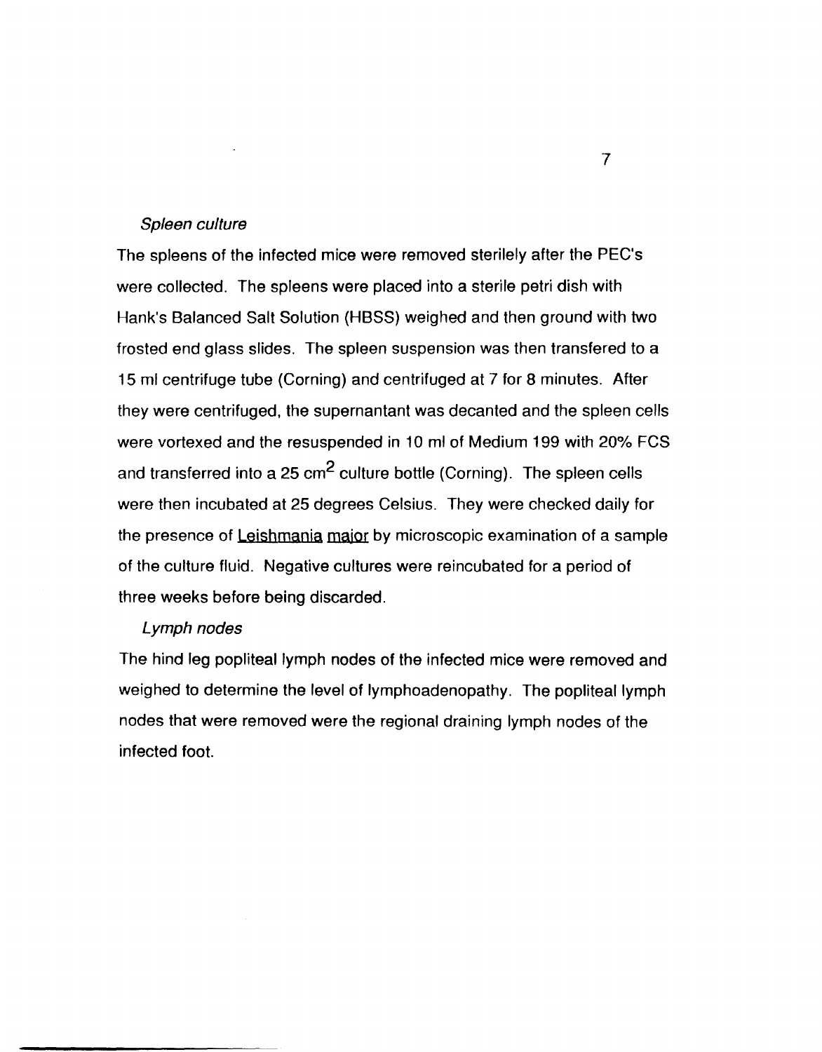*Spleen culture*

The spleens of the infected mice were removed sterilely after the PEC's were collected. The spleens were placed into a sterile petri dish with Hank's Balanced Salt Solution (HBSS) weighed and then ground with two frosted end glass slides. The spleen suspension was then transfered to a 15 ml centrifuge tube (Corning) and centrifuged at 7 for 8 minutes. After they were centrifuged, the supernantant was decanted and the spleen cells were vortexed and the resuspended in 10 ml of Medium 199 with 20% FCS and transferred into a 25 $cm^2$ culture bottle (Corning). The spleen cells were then incubated at 25 degrees Celsius. They were checked daily for the presence of Leishmania major by microscopic examination of a sample of the culture fluid. Negative cultures were reincubated for a period of three weeks before being discarded.

*Lymph nodes*

The hind leg popliteal lymph nodes of the infected mice were removed and weighed to determine the level of lymphoadenopathy. The popliteal lymph nodes that were removed were the regional draining lymph nodes of the infected foot.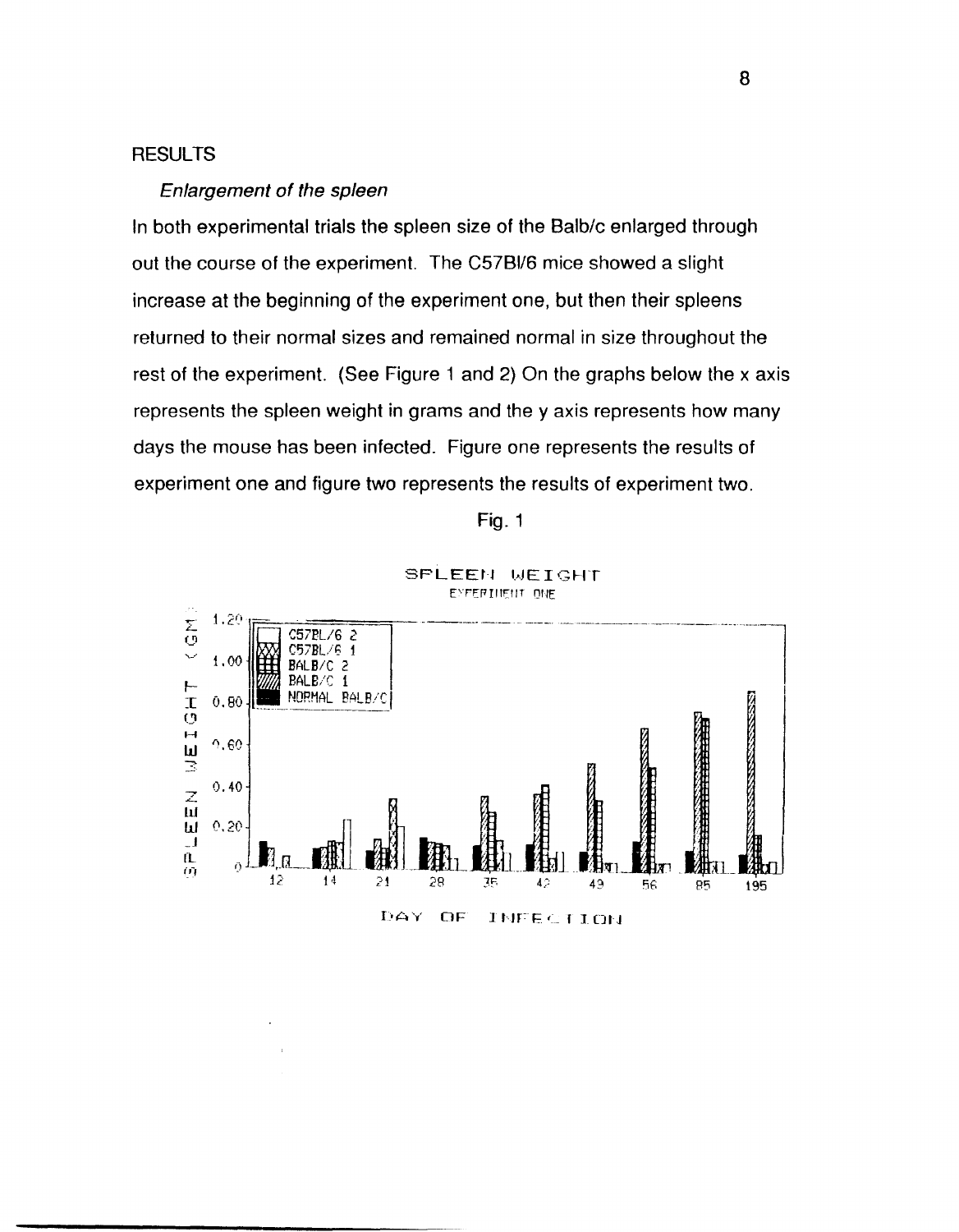## RESULTS

### *Enlargement of the spleen*

In both experimental trials the spleen size of the Balb/c enlarged through out the course of the experiment. The C57Bl/6 mice showed a slight increase at the beginning of the experiment one, but then their spleens returned to their normal sizes and remained normal in size throughout the rest of the experiment. (See Figure 1 and 2) On the graphs below the x axis represents the spleen weight in grams and the y axis represents how many days the mouse has been infected. Figure one represents the results of experiment one and figure two represents the results of experiment two.

Fig. 1

SPLEEN WEIGHT
EXPERIMENT ONE

SPLEEN WEIGHT (GM)

C57BL/6 2
C57BL/6 1
BALB/C 2
BALB/C 1
NORMAL BALB/C

DAY OF INFECTION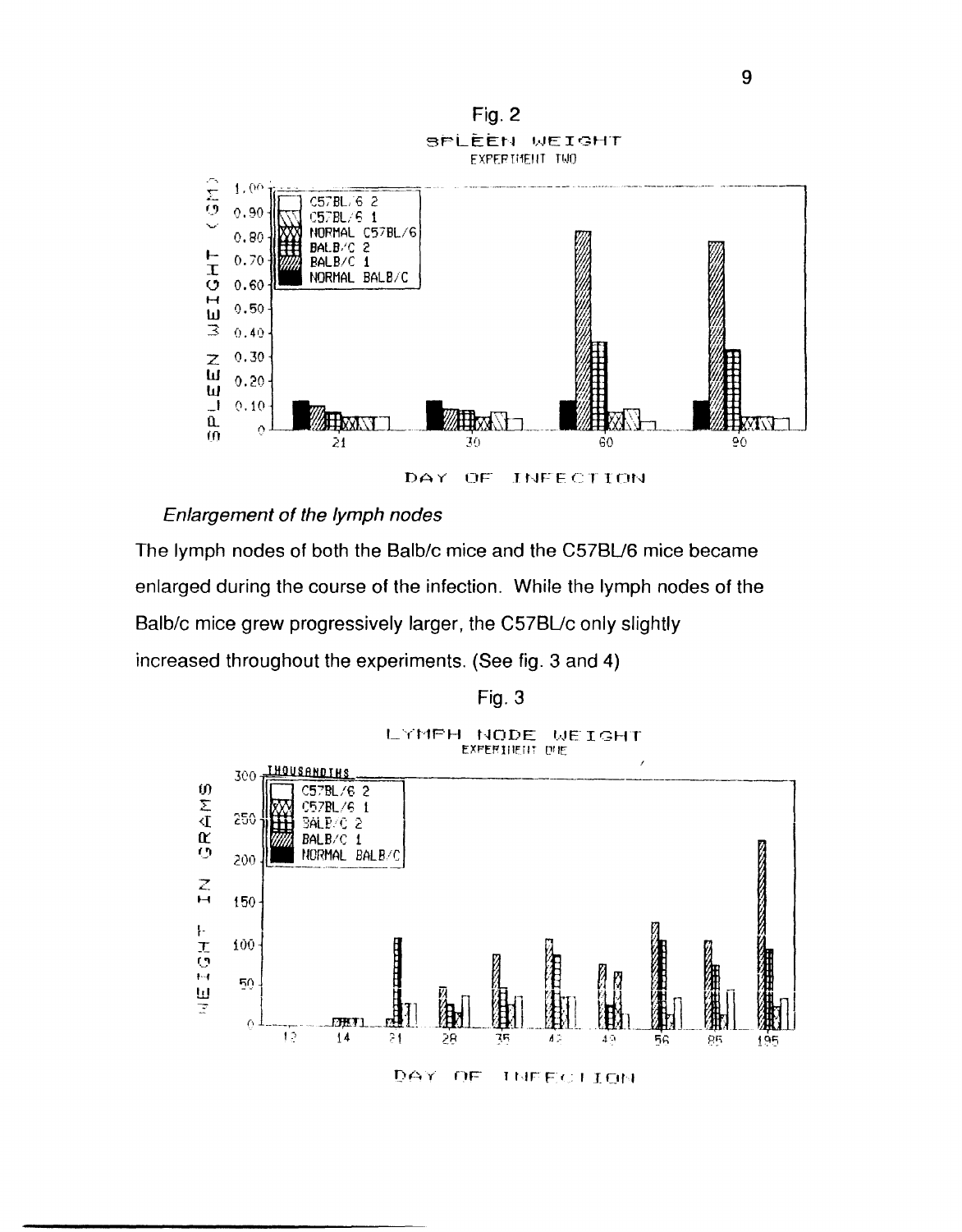Fig. 2

SPLEEN WEIGHT
EXPERIMENT TWO

### *Enlargement of the lymph nodes*

The lymph nodes of both the Balb/c mice and the C57BL/6 mice became enlarged during the course of the infection. While the lymph nodes of the Balb/c mice grew progressively larger, the C57BL/c only slightly increased throughout the experiments. (See fig. 3 and 4)

Fig. 3

LYMPH NODE WEIGHT
EXPERIMENT ONE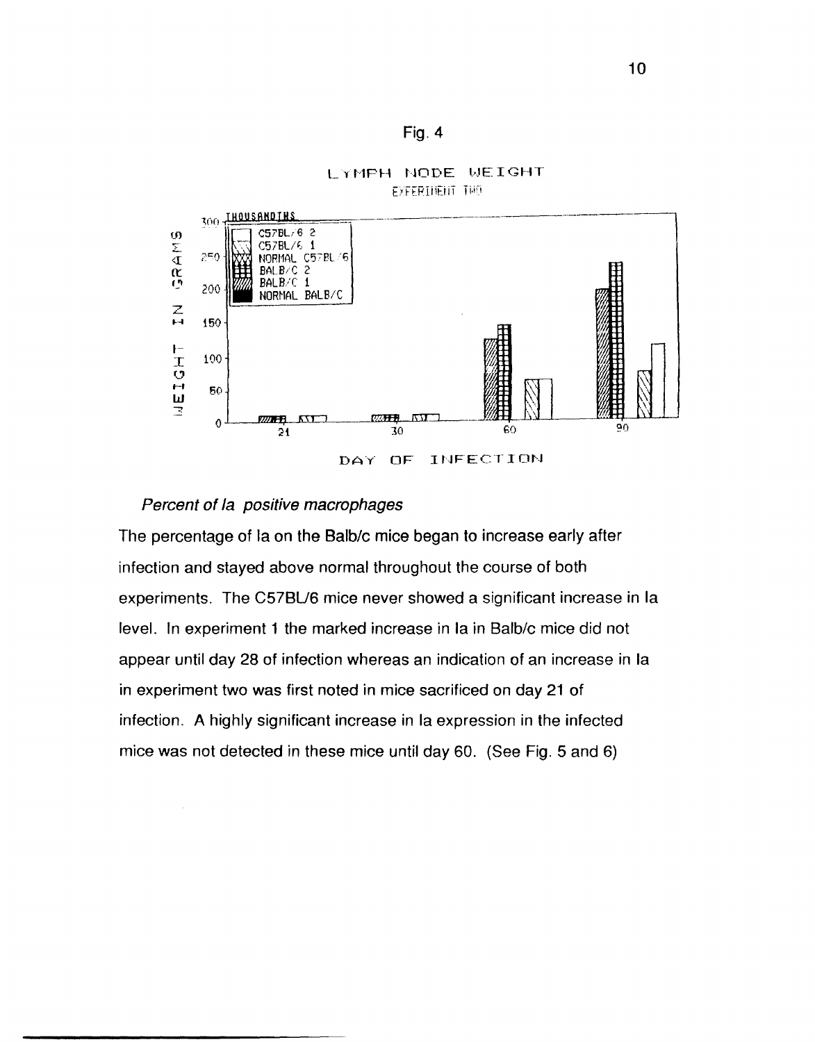Fig. 4

LYMPH NODE WEIGHT

EXPERIMENT TWO

THOUSANDTHS

WEIGHT IN GRAMS

C57BL/6 2

C57BL/6 1

NORMAL C57BL/6

BALB/C 2

BALB/C 1

NORMAL BALB/C

DAY OF INFECTION

*Percent of Ia positive macrophages*

The percentage of Ia on the Balb/c mice began to increase early after infection and stayed above normal throughout the course of both experiments. The C57BL/6 mice never showed a significant increase in Ia level. In experiment 1 the marked increase in Ia in Balb/c mice did not appear until day 28 of infection whereas an indication of an increase in Ia in experiment two was first noted in mice sacrificed on day 21 of infection. A highly significant increase in Ia expression in the infected mice was not detected in these mice until day 60. (See Fig. 5 and 6)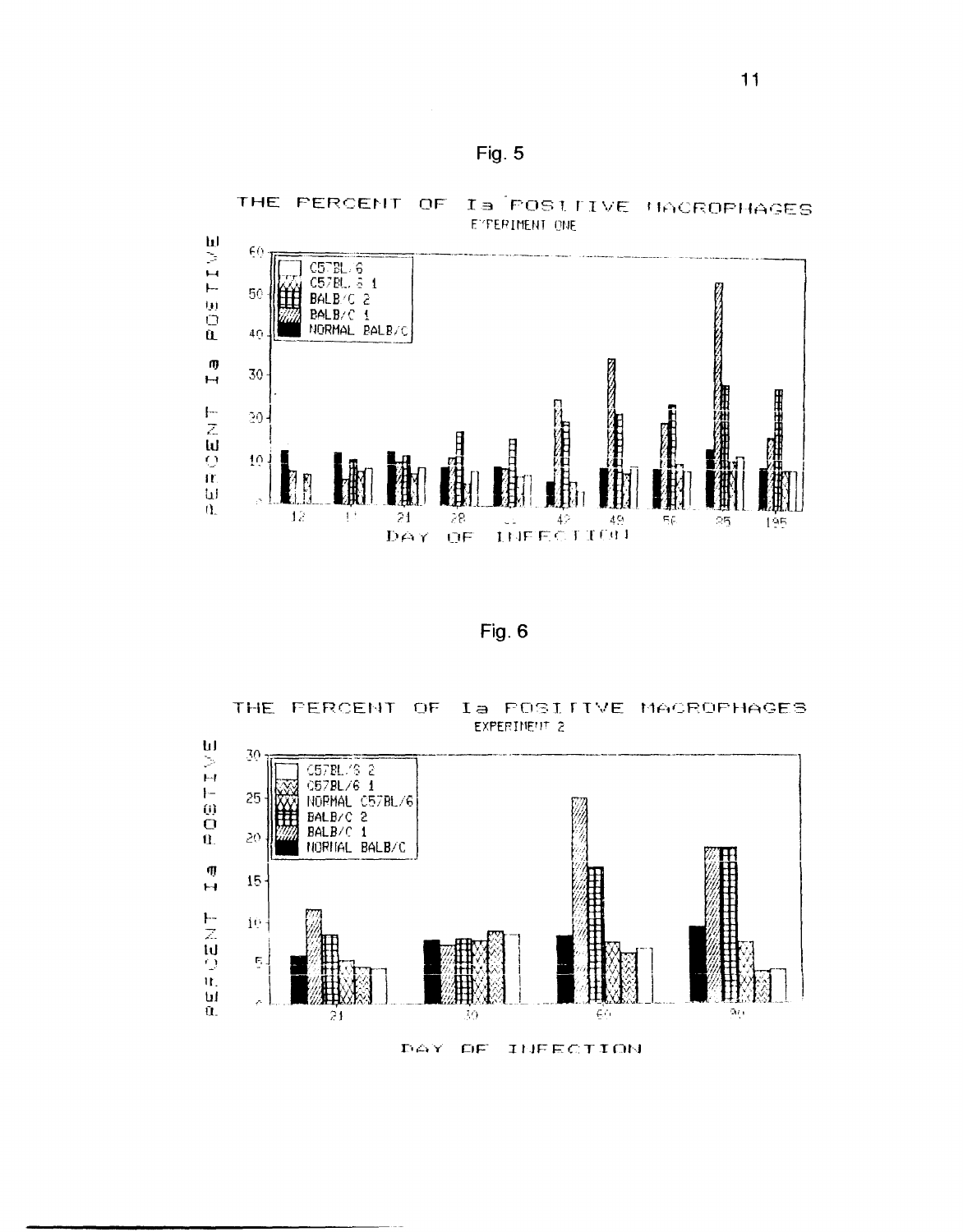Fig. 5

THE PERCENT OF Ia POSITIVE MACROPHAGES
EXPERIMENT ONE

PERCENT Ia POSITIVE

C57BL/6
C57BL/6 1
BALB/C 2
BALB/C 1
NORMAL BALB/C

DAY OF INFECTION

Fig. 6

THE PERCENT OF Ia POSITIVE MACROPHAGES
EXPERIMENT 2

PERCENT Ia POSITIVE

C57BL/6 2
C57BL/6 1
NORMAL C57BL/6
BALB/C 2
BALB/C 1
NORMAL BALB/C

DAY OF INFECTION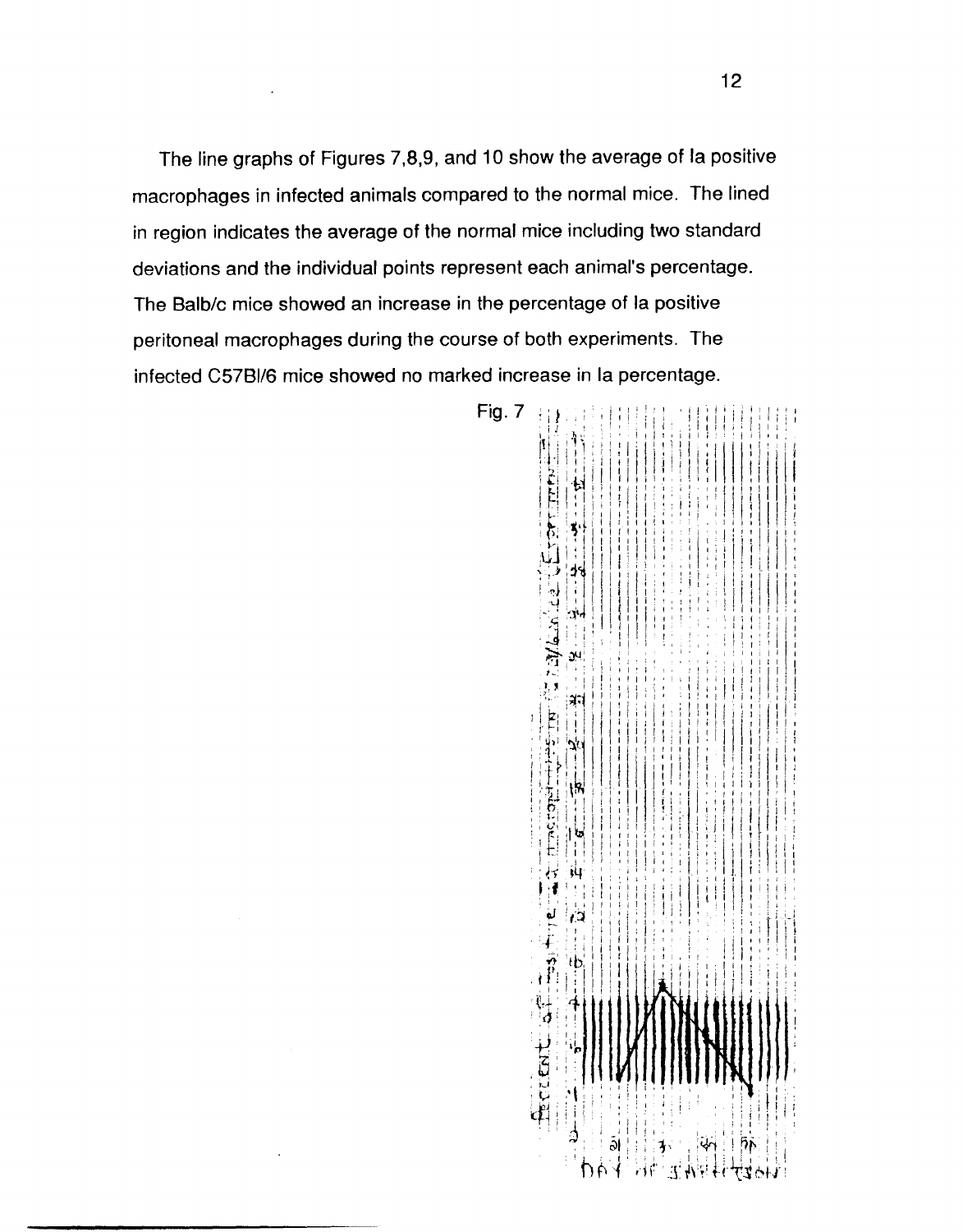The line graphs of Figures 7,8,9, and 10 show the average of Ia positive macrophages in infected animals compared to the normal mice. The lined in region indicates the average of the normal mice including two standard deviations and the individual points represent each animal's percentage. The Balb/c mice showed an increase in the percentage of Ia positive peritoneal macrophages during the course of both experiments. The infected C57Bl/6 mice showed no marked increase in Ia percentage.

Fig. 7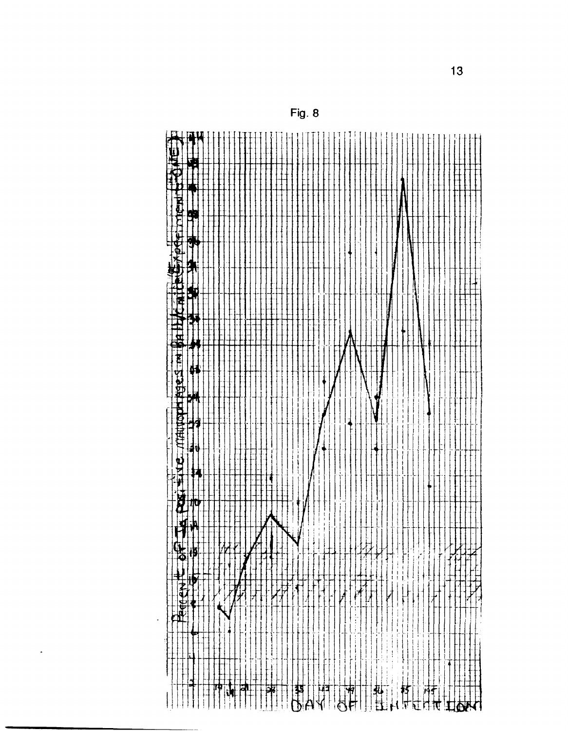Fig. 8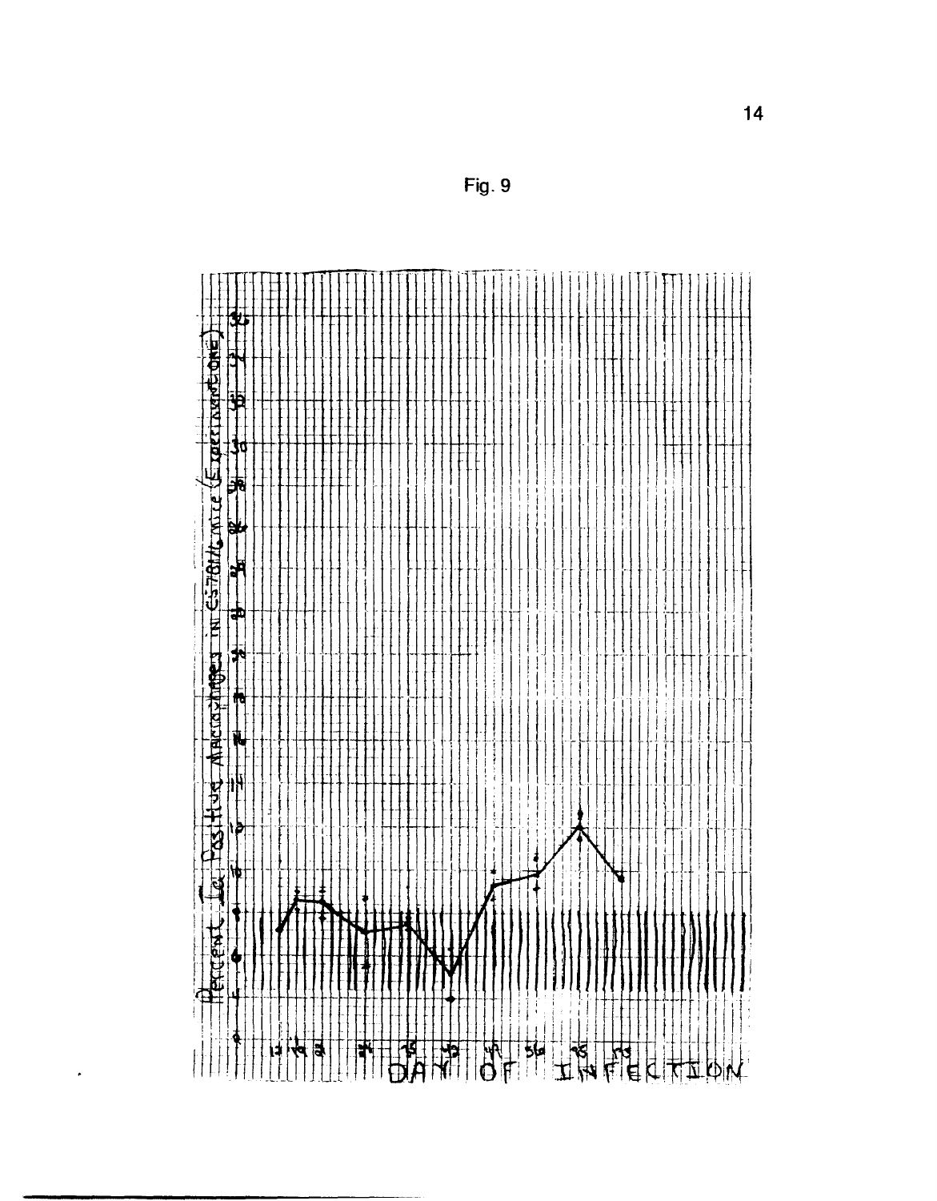Fig. 9

Percent Le Positive Macrophages in C57Bl/6 mice (Experiment One)

DAY OF INFECTION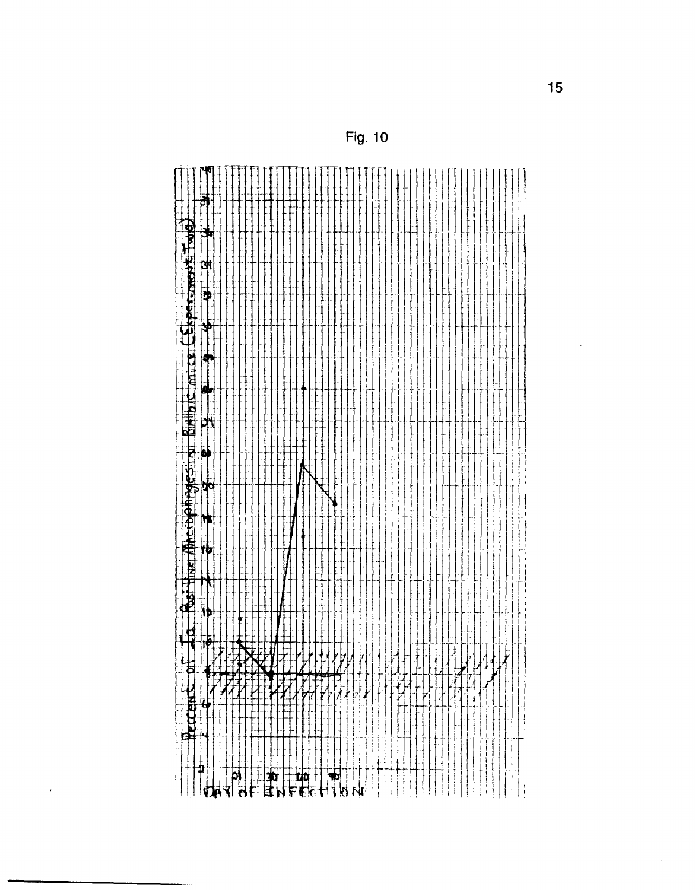Fig. 10

Percent of Ia Positive Macrophages in Balb/c mice (Experiment Two)

DAY OF INFECTION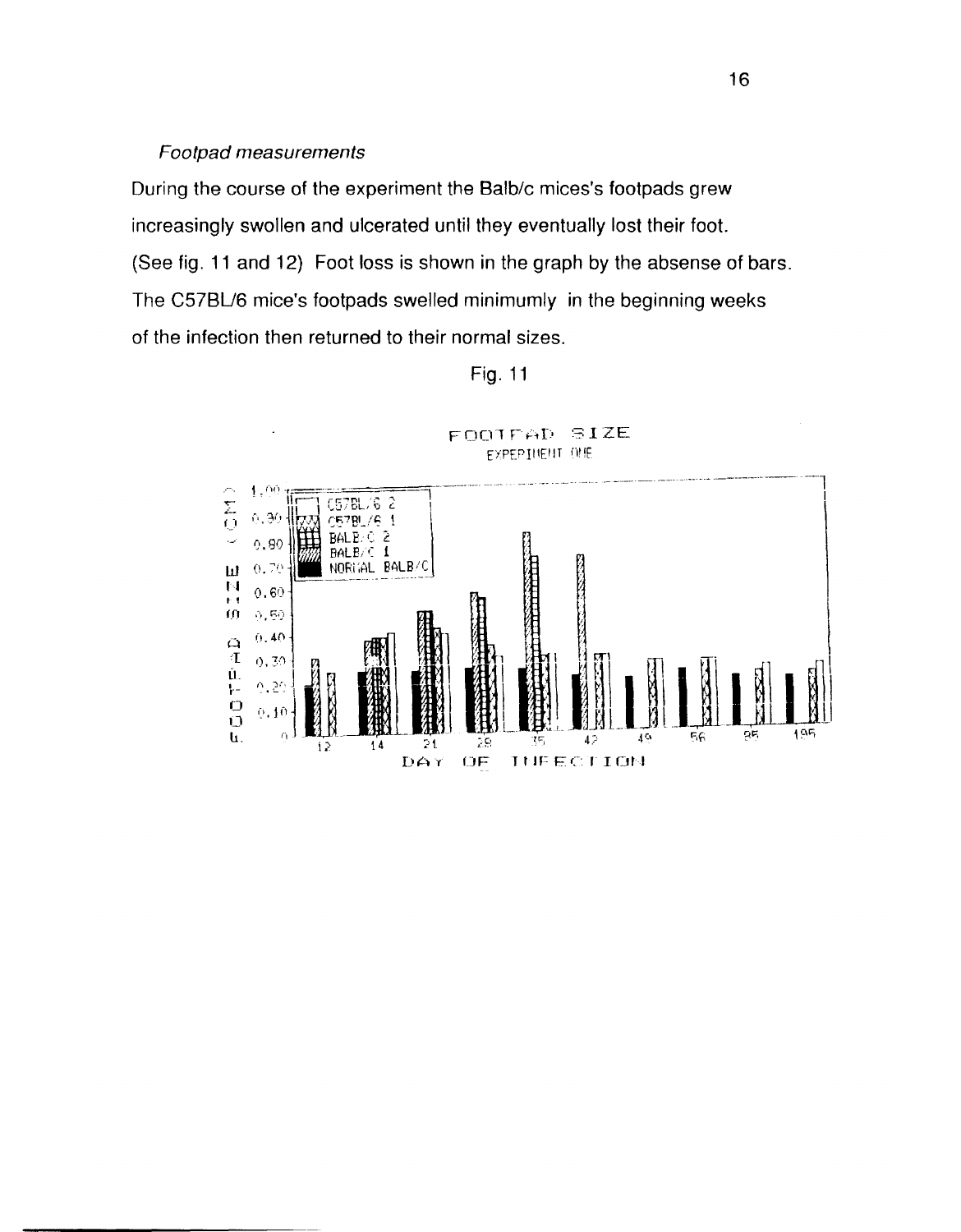*Footpad measurements*

During the course of the experiment the Balb/c mices's footpads grew increasingly swollen and ulcerated until they eventually lost their foot. (See fig. 11 and 12) Foot loss is shown in the graph by the absense of bars. The C57BL/6 mice's footpads swelled minimumly in the beginning weeks of the infection then returned to their normal sizes.

Fig. 11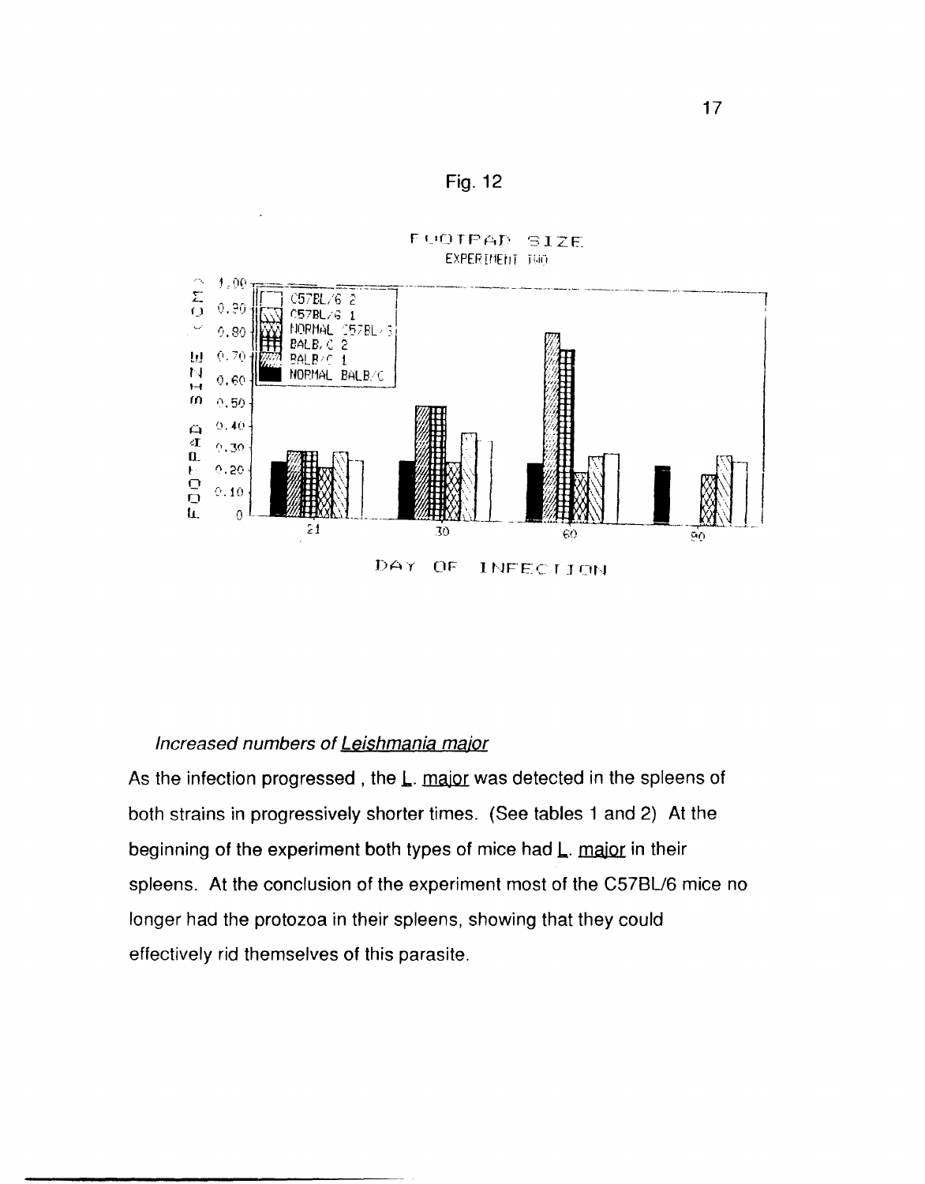Fig. 12

*Increased numbers of Leishmania major*

As the infection progressed , the L. major was detected in the spleens of both strains in progressively shorter times. (See tables 1 and 2) At the beginning of the experiment both types of mice had L. major in their spleens. At the conclusion of the experiment most of the C57BL/6 mice no longer had the protozoa in their spleens, showing that they could effectively rid themselves of this parasite.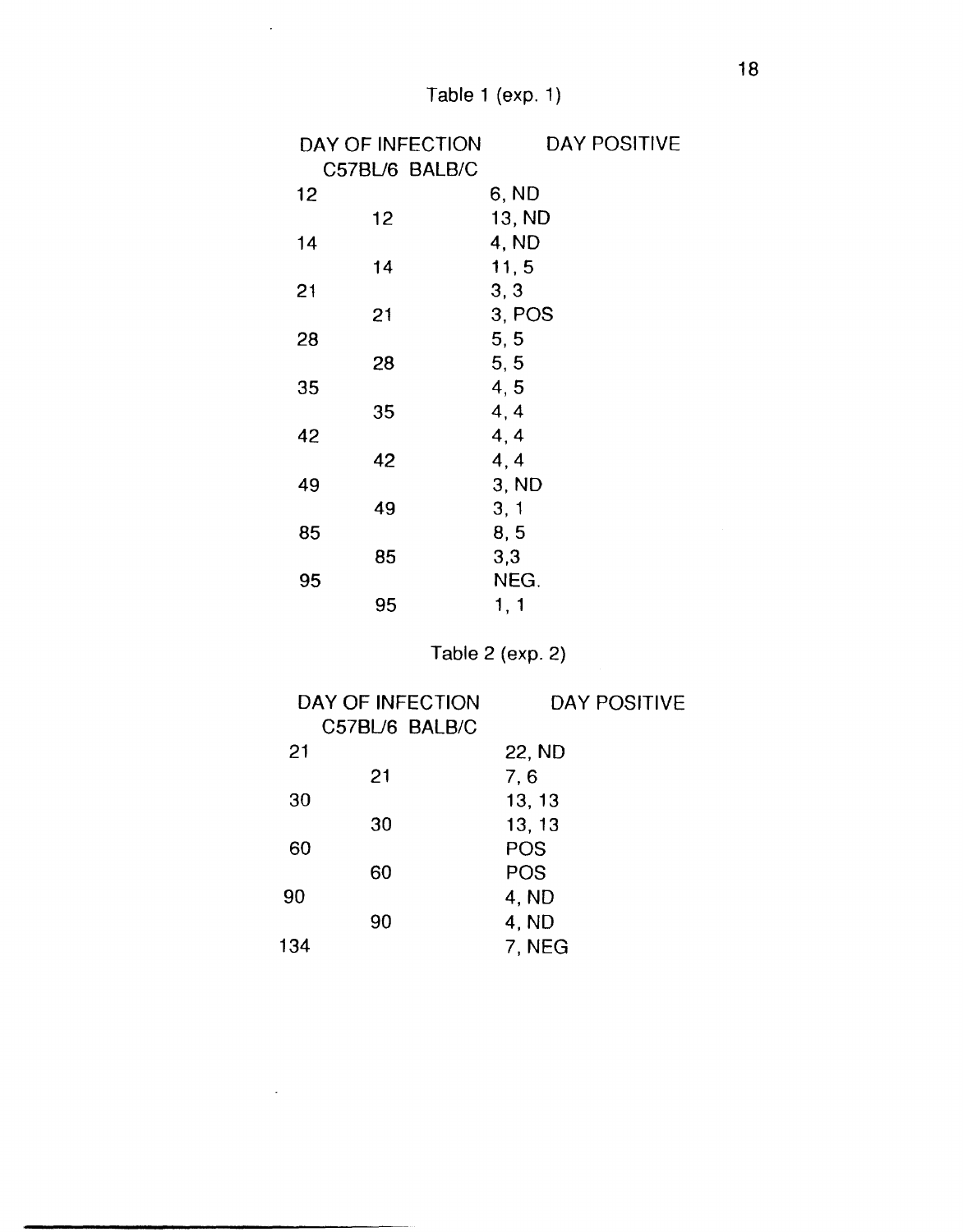Table 1 (exp. 1)

| DAY OF INFECTION | | DAY POSITIVE |
|---|---|---|
| C57BL/6 | BALB/C | |
| 12 | | 6, ND |
| | 12 | 13, ND |
| 14 | | 4, ND |
| | 14 | 11, 5 |
| 21 | | 3, 3 |
| | 21 | 3, POS |
| 28 | | 5, 5 |
| | 28 | 5, 5 |
| 35 | | 4, 5 |
| | 35 | 4, 4 |
| 42 | | 4, 4 |
| | 42 | 4, 4 |
| 49 | | 3, ND |
| | 49 | 3, 1 |
| 85 | | 8, 5 |
| | 85 | 3,3 |
| 95 | | NEG. |
| | 95 | 1, 1 |

Table 2 (exp. 2)

| DAY OF INFECTION | | DAY POSITIVE |
|---|---|---|
| C57BL/6 | BALB/C | |
| 21 | | 22, ND |
| | 21 | 7, 6 |
| 30 | | 13, 13 |
| | 30 | 13, 13 |
| 60 | | POS |
| | 60 | POS |
| 90 | | 4, ND |
| | 90 | 4, ND |
| 134 | | 7, NEG |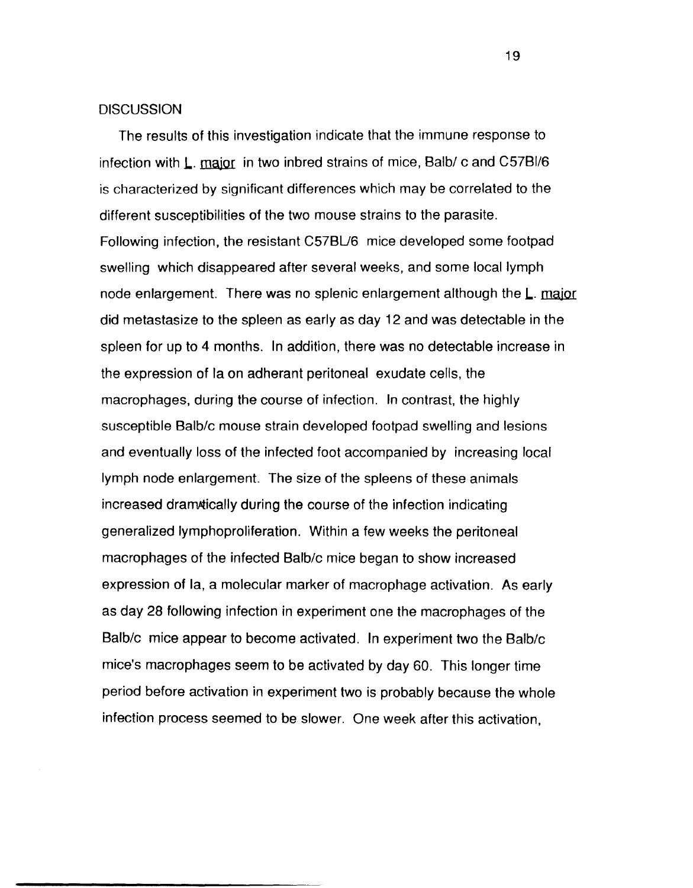## DISCUSSION

The results of this investigation indicate that the immune response to infection with L. major in two inbred strains of mice, Balb/ c and C57Bl/6 is characterized by significant differences which may be correlated to the different susceptibilities of the two mouse strains to the parasite. Following infection, the resistant C57BL/6 mice developed some footpad swelling which disappeared after several weeks, and some local lymph node enlargement. There was no splenic enlargement although the L. major did metastasize to the spleen as early as day 12 and was detectable in the spleen for up to 4 months. In addition, there was no detectable increase in the expression of Ia on adherant peritoneal exudate cells, the macrophages, during the course of infection. In contrast, the highly susceptible Balb/c mouse strain developed footpad swelling and lesions and eventually loss of the infected foot accompanied by increasing local lymph node enlargement. The size of the spleens of these animals increased dramatically during the course of the infection indicating generalized lymphoproliferation. Within a few weeks the peritoneal macrophages of the infected Balb/c mice began to show increased expression of Ia, a molecular marker of macrophage activation. As early as day 28 following infection in experiment one the macrophages of the Balb/c mice appear to become activated. In experiment two the Balb/c mice's macrophages seem to be activated by day 60. This longer time period before activation in experiment two is probably because the whole infection process seemed to be slower. One week after this activation,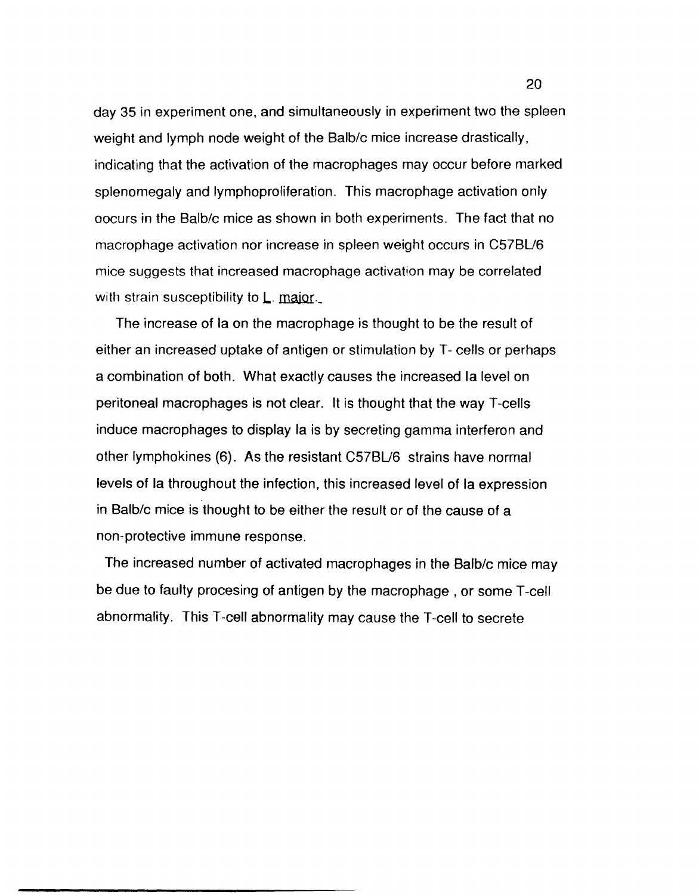day 35 in experiment one, and simultaneously in experiment two the spleen weight and lymph node weight of the Balb/c mice increase drastically, indicating that the activation of the macrophages may occur before marked splenomegaly and lymphoproliferation. This macrophage activation only oocurs in the Balb/c mice as shown in both experiments. The fact that no macrophage activation nor increase in spleen weight occurs in C57BL/6 mice suggests that increased macrophage activation may be correlated with strain susceptibility to L. major.

The increase of Ia on the macrophage is thought to be the result of either an increased uptake of antigen or stimulation by T- cells or perhaps a combination of both. What exactly causes the increased Ia level on peritoneal macrophages is not clear. It is thought that the way T-cells induce macrophages to display Ia is by secreting gamma interferon and other lymphokines (6). As the resistant C57BL/6 strains have normal levels of Ia throughout the infection, this increased level of Ia expression in Balb/c mice is thought to be either the result or of the cause of a non-protective immune response.

The increased number of activated macrophages in the Balb/c mice may be due to faulty procesing of antigen by the macrophage , or some T-cell abnormality. This T-cell abnormality may cause the T-cell to secrete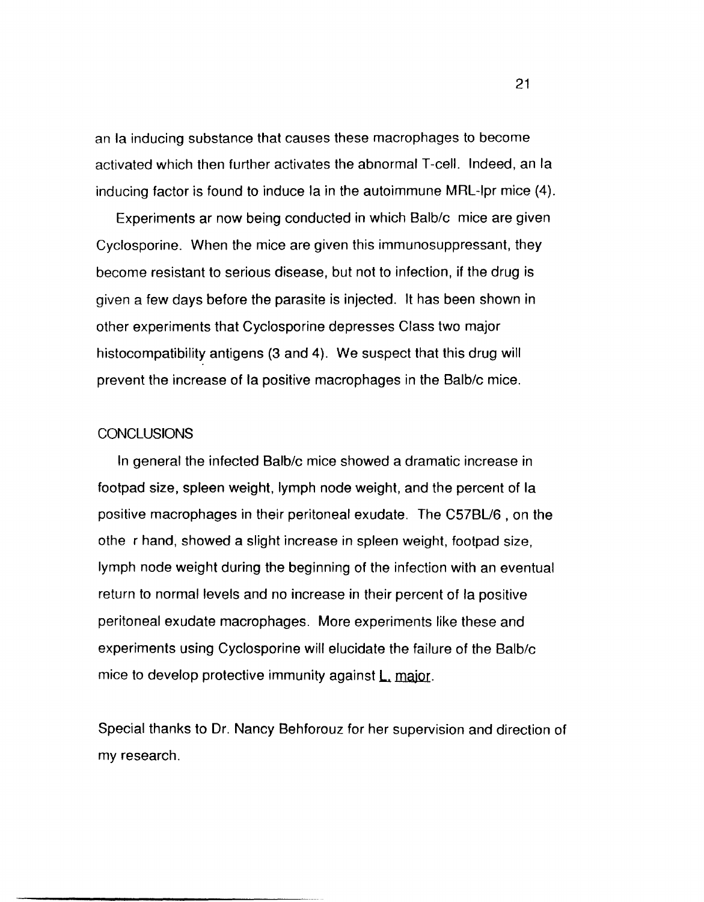an Ia inducing substance that causes these macrophages to become activated which then further activates the abnormal T-cell. Indeed, an Ia inducing factor is found to induce Ia in the autoimmune MRL-lpr mice (4).

Experiments ar now being conducted in which Balb/c mice are given Cyclosporine. When the mice are given this immunosuppressant, they become resistant to serious disease, but not to infection, if the drug is given a few days before the parasite is injected. It has been shown in other experiments that Cyclosporine depresses Class two major histocompatibility antigens (3 and 4). We suspect that this drug will prevent the increase of Ia positive macrophages in the Balb/c mice.

## CONCLUSIONS

In general the infected Balb/c mice showed a dramatic increase in footpad size, spleen weight, lymph node weight, and the percent of Ia positive macrophages in their peritoneal exudate. The C57BL/6 , on the othe r hand, showed a slight increase in spleen weight, footpad size, lymph node weight during the beginning of the infection with an eventual return to normal levels and no increase in their percent of Ia positive peritoneal exudate macrophages. More experiments like these and experiments using Cyclosporine will elucidate the failure of the Balb/c mice to develop protective immunity against L. major.

Special thanks to Dr. Nancy Behforouz for her supervision and direction of my research.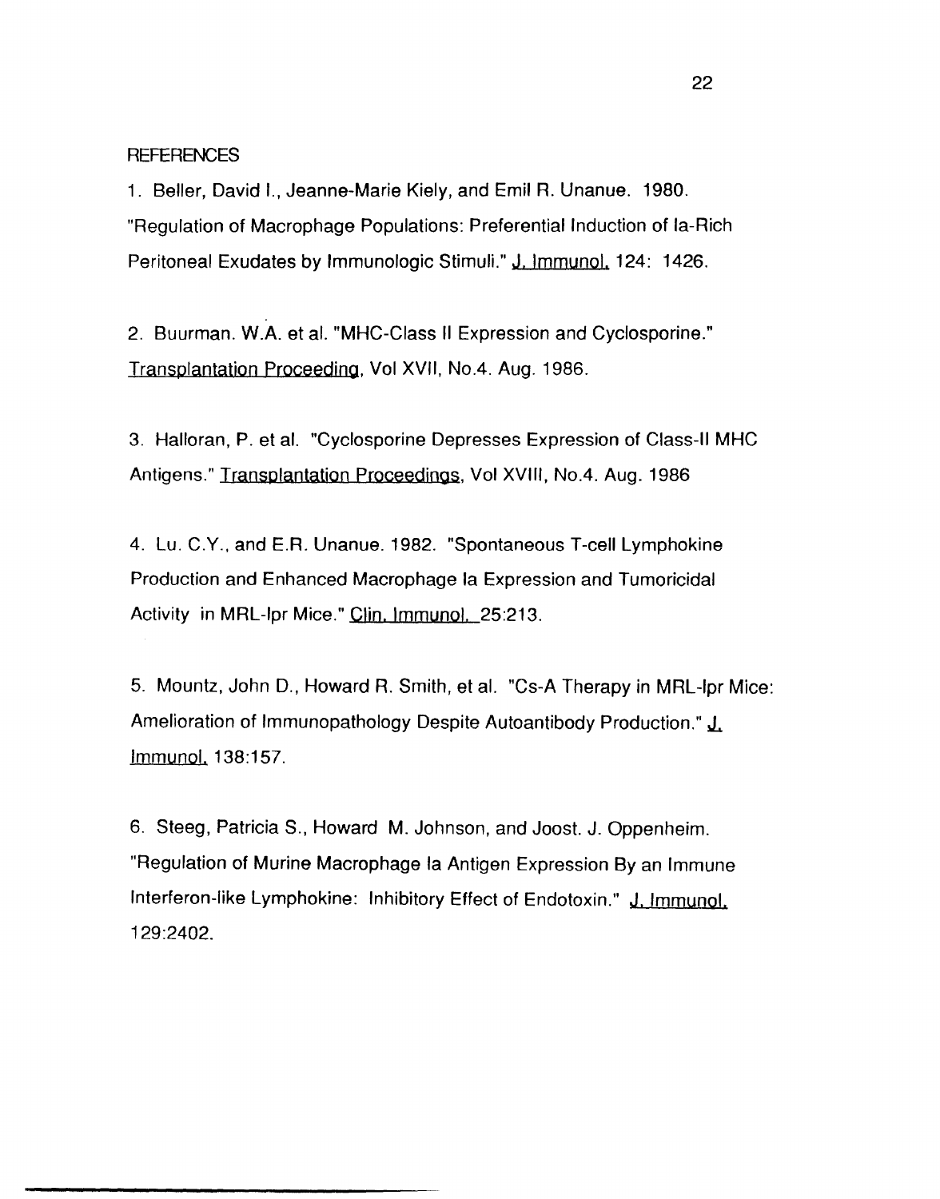REFERENCES

1. Beller, David I., Jeanne-Marie Kiely, and Emil R. Unanue. 1980. "Regulation of Macrophage Populations: Preferential Induction of Ia-Rich Peritoneal Exudates by Immunologic Stimuli." J. Immunol. 124: 1426.

2. Buurman. W.A. et al. "MHC-Class II Expression and Cyclosporine." Transplantation Proceeding, Vol XVII, No.4. Aug. 1986.

3. Halloran, P. et al. "Cyclosporine Depresses Expression of Class-II MHC Antigens." Transplantation Proceedings, Vol XVIII, No.4. Aug. 1986

4. Lu. C.Y., and E.R. Unanue. 1982. "Spontaneous T-cell Lymphokine Production and Enhanced Macrophage Ia Expression and Tumoricidal Activity in MRL-lpr Mice." Clin. Immunol. 25:213.

5. Mountz, John D., Howard R. Smith, et al. "Cs-A Therapy in MRL-lpr Mice: Amelioration of Immunopathology Despite Autoantibody Production." J. Immunol. 138:157.

6. Steeg, Patricia S., Howard M. Johnson, and Joost. J. Oppenheim. "Regulation of Murine Macrophage Ia Antigen Expression By an Immune Interferon-like Lymphokine: Inhibitory Effect of Endotoxin." J. Immunol. 129:2402.